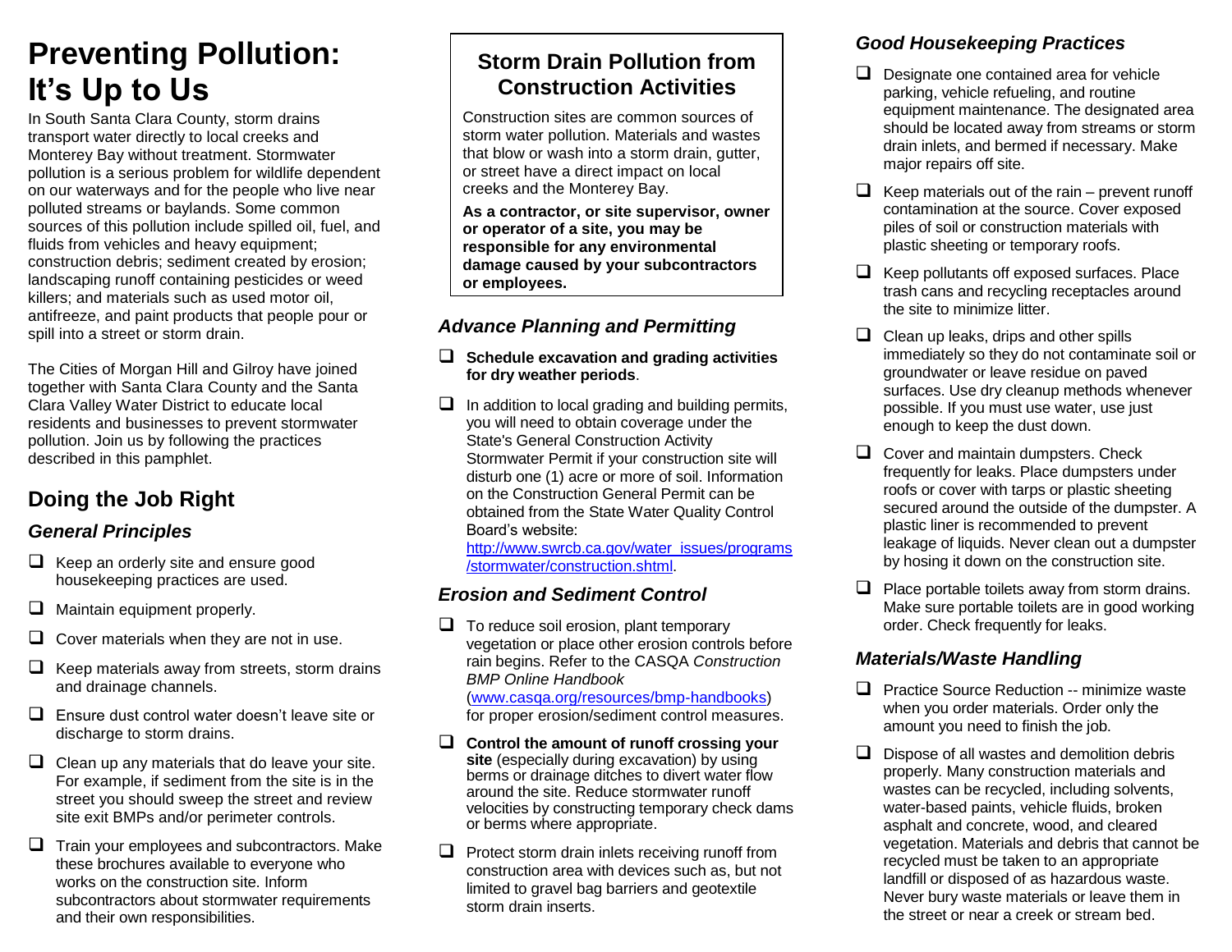# Preventing Pollution: It's Up to Us

In South Santa Clara County, storm drains transport water directly to local creeks and Monterey Bay without treatment. Stormwater pollution is a serious problem for wildlife dependent on our waterways and for the people who live near polluted streams or baylands. Some common sources of this pollution include spilled oil, fuel, and fluids from vehicles and heavy equipment; construction debris; sediment created by erosion; landscaping runoff containing pesticides or weed killers; and materials such as used motor oil, antifreeze, and paint products that people pour or spill into a street or storm drain.

The Cities of Morgan Hill and Gilroy have joined together with Santa Clara County and the Santa Clara Valley Water District to educate local residents and businesses to prevent stormwater pollution. Join us by following the practices described in this pamphlet.

## Doing the Job Right

### *General Principles*

- ❑ Keep an orderly site and ensure good housekeeping practices are used.
- ❑ Maintain equipment properly.
- ❑ Cover materials when they are not in use.
- ❑ Keep materials away from streets, storm drains and drainage channels.
- ❑ Ensure dust control water doesn't leave site or discharge to storm drains.
- ❑ Clean up any materials that do leave your site. For example, if sediment from the site is in the street you should sweep the street and review site exit BMPs and/or perimeter controls.
- ❑ Train your employees and subcontractors. Make these brochures available to everyone who works on the construction site. Inform subcontractors about stormwater requirements and their own responsibilities.

## Storm Drain Pollution from Construction Activities

Construction sites are common sources of storm water pollution. Materials and wastes that blow or wash into a storm drain, gutter, or street have a direct impact on local creeks and the Monterey Bay.

**As a contractor, or site supervisor, owner or operator of a site, you may be responsible for any environmental damage caused by your subcontractors or employees.**

### *Advance Planning and Permitting*

- ❑ **Schedule excavation and grading activities for dry weather periods**.
- ❑ In addition to local grading and building permits, you will need to obtain coverage under the State's General Construction Activity Stormwater Permit if your construction site will disturb one (1) acre or more of soil. Information on the Construction General Permit can be obtained from the State Water Quality Control Board's website: http://www.swrcb.ca.gov/water_issues/programs/stormwater/construction.shtml.

### *Erosion and Sediment Control*

- ❑ To reduce soil erosion, plant temporary vegetation or place other erosion controls before rain begins. Refer to the CASQA *Construction BMP Online Handbook* (www.casqa.org/resources/bmp-handbooks) for proper erosion/sediment control measures.
- ❑ **Control the amount of runoff crossing your site** (especially during excavation) by using berms or drainage ditches to divert water flow around the site. Reduce stormwater runoff velocities by constructing temporary check dams or berms where appropriate.
- ❑ Protect storm drain inlets receiving runoff from construction area with devices such as, but not limited to gravel bag barriers and geotextile storm drain inserts.

### *Good Housekeeping Practices*

- ❑ Designate one contained area for vehicle parking, vehicle refueling, and routine equipment maintenance. The designated area should be located away from streams or storm drain inlets, and bermed if necessary. Make major repairs off site.
- ❑ Keep materials out of the rain – prevent runoff contamination at the source. Cover exposed piles of soil or construction materials with plastic sheeting or temporary roofs.
- ❑ Keep pollutants off exposed surfaces. Place trash cans and recycling receptacles around the site to minimize litter.
- ❑ Clean up leaks, drips and other spills immediately so they do not contaminate soil or groundwater or leave residue on paved surfaces. Use dry cleanup methods whenever possible. If you must use water, use just enough to keep the dust down.
- ❑ Cover and maintain dumpsters. Check frequently for leaks. Place dumpsters under roofs or cover with tarps or plastic sheeting secured around the outside of the dumpster. A plastic liner is recommended to prevent leakage of liquids. Never clean out a dumpster by hosing it down on the construction site.
- ❑ Place portable toilets away from storm drains. Make sure portable toilets are in good working order. Check frequently for leaks.

### *Materials/Waste Handling*

- ❑ Practice Source Reduction -- minimize waste when you order materials. Order only the amount you need to finish the job.
- ❑ Dispose of all wastes and demolition debris properly. Many construction materials and wastes can be recycled, including solvents, water-based paints, vehicle fluids, broken asphalt and concrete, wood, and cleared vegetation. Materials and debris that cannot be recycled must be taken to an appropriate landfill or disposed of as hazardous waste. Never bury waste materials or leave them in the street or near a creek or stream bed.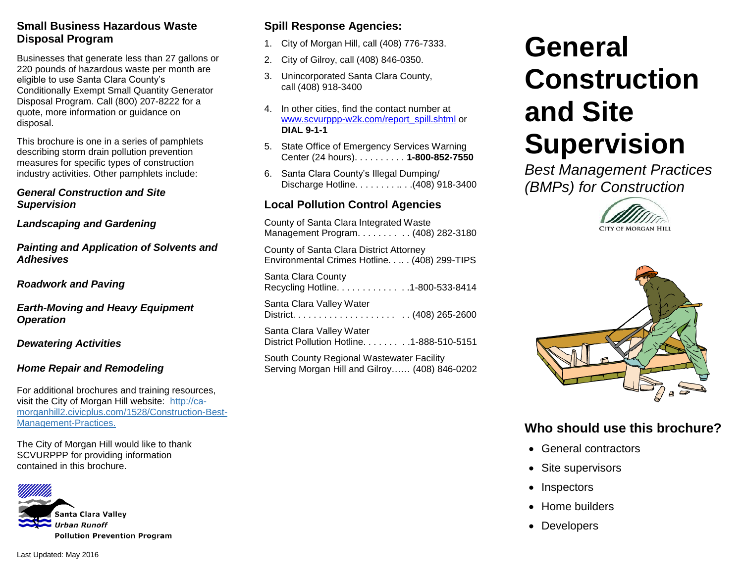## Small Business Hazardous Waste Disposal Program

Businesses that generate less than 27 gallons or 220 pounds of hazardous waste per month are eligible to use Santa Clara County's Conditionally Exempt Small Quantity Generator Disposal Program. Call (800) 207-8222 for a quote, more information or guidance on disposal.

This brochure is one in a series of pamphlets describing storm drain pollution prevention measures for specific types of construction industry activities. Other pamphlets include:

***General Construction and Site Supervision***

***Landscaping and Gardening***

***Painting and Application of Solvents and Adhesives***

***Roadwork and Paving***

***Earth-Moving and Heavy Equipment Operation***

***Dewatering Activities***

***Home Repair and Remodeling***

For additional brochures and training resources, visit the City of Morgan Hill website: http://ca-morganhill2.civicplus.com/1528/Construction-Best-Management-Practices.

The City of Morgan Hill would like to thank SCVURPPP for providing information contained in this brochure.

Santa Clara Valley *Urban Runoff* Pollution Prevention Program

Last Updated: May 2016

## Spill Response Agencies:

1. City of Morgan Hill, call (408) 776-7333.
2. City of Gilroy, call (408) 846-0350.
3. Unincorporated Santa Clara County, call (408) 918-3400
4. In other cities, find the contact number at www.scvurppp-w2k.com/report_spill.shtml or **DIAL 9-1-1**
5. State Office of Emergency Services Warning Center (24 hours). . . . . . . . . . **1-800-852-7550**
6. Santa Clara County's Illegal Dumping/ Discharge Hotline. . . . . . . . .. . .(408) 918-3400

## Local Pollution Control Agencies

County of Santa Clara Integrated Waste Management Program. . . . . . . . . . (408) 282-3180

County of Santa Clara District Attorney Environmental Crimes Hotline. . .. . (408) 299-TIPS

Santa Clara County Recycling Hotline. . . . . . . . . . . . . .1-800-533-8414

Santa Clara Valley Water District. . . . . . . . . . . . . . . . . . . . . . . (408) 265-2600

Santa Clara Valley Water District Pollution Hotline. . . . . . . . .1-888-510-5151

South County Regional Wastewater Facility Serving Morgan Hill and Gilroy…… (408) 846-0202

# General Construction and Site Supervision

*Best Management Practices (BMPs) for Construction*

CITY OF MORGAN HILL

## Who should use this brochure?

- General contractors
- Site supervisors
- Inspectors
- Home builders
- Developers